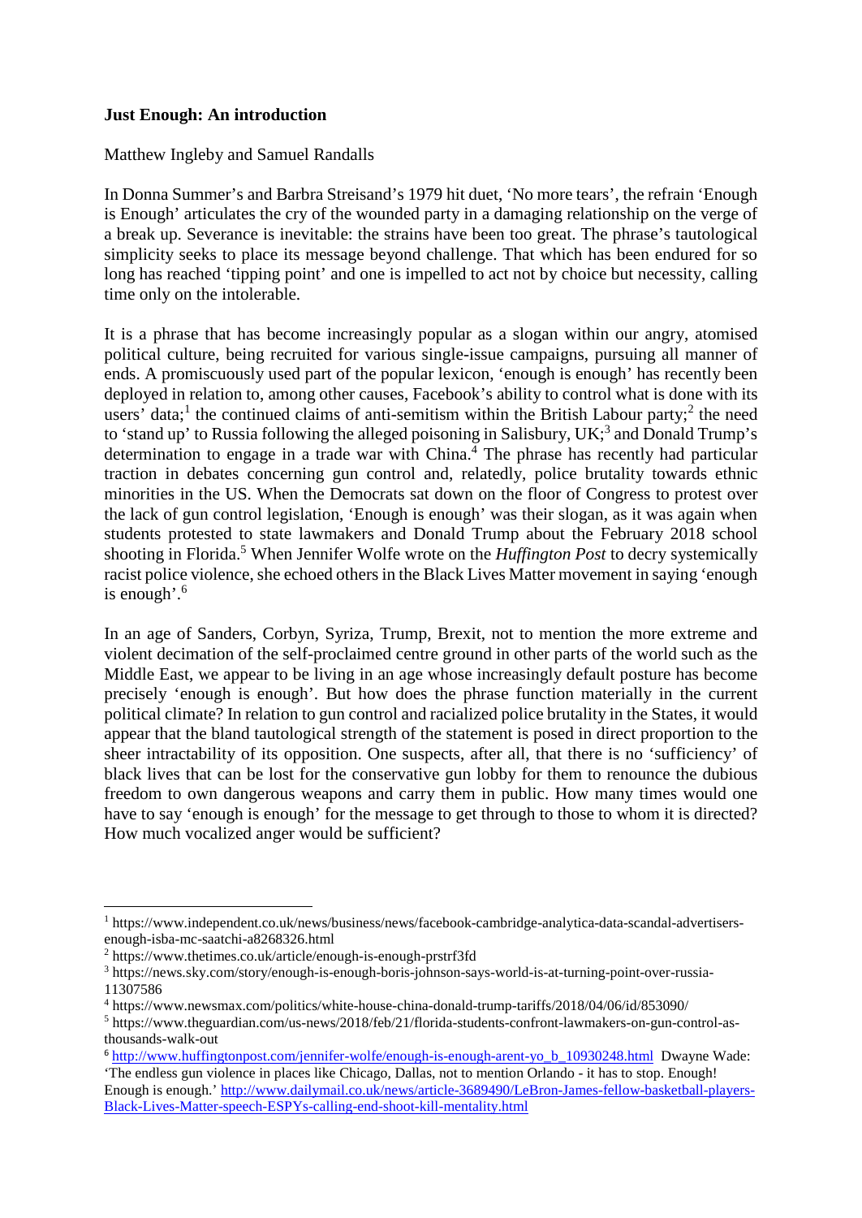**Just Enough: An introduction**

Matthew Ingleby and Samuel Randalls

In Donna Summer's and Barbra Streisand's 1979 hit duet, 'No more tears', the refrain 'Enough is Enough' articulates the cry of the wounded party in a damaging relationship on the verge of a break up. Severance is inevitable: the strains have been too great. The phrase's tautological simplicity seeks to place its message beyond challenge. That which has been endured for so long has reached 'tipping point' and one is impelled to act not by choice but necessity, calling time only on the intolerable.

It is a phrase that has become increasingly popular as a slogan within our angry, atomised political culture, being recruited for various single-issue campaigns, pursuing all manner of ends. A promiscuously used part of the popular lexicon, 'enough is enough' has recently been deployed in relation to, among other causes, Facebook's ability to control what is done with its users' data;[1] the continued claims of anti-semitism within the British Labour party;[2] the need to 'stand up' to Russia following the alleged poisoning in Salisbury, UK;[3] and Donald Trump's determination to engage in a trade war with China.[4] The phrase has recently had particular traction in debates concerning gun control and, relatedly, police brutality towards ethnic minorities in the US. When the Democrats sat down on the floor of Congress to protest over the lack of gun control legislation, 'Enough is enough' was their slogan, as it was again when students protested to state lawmakers and Donald Trump about the February 2018 school shooting in Florida.[5] When Jennifer Wolfe wrote on the *Huffington Post* to decry systemically racist police violence, she echoed others in the Black Lives Matter movement in saying 'enough is enough'.[6]

In an age of Sanders, Corbyn, Syriza, Trump, Brexit, not to mention the more extreme and violent decimation of the self-proclaimed centre ground in other parts of the world such as the Middle East, we appear to be living in an age whose increasingly default posture has become precisely 'enough is enough'. But how does the phrase function materially in the current political climate? In relation to gun control and racialized police brutality in the States, it would appear that the bland tautological strength of the statement is posed in direct proportion to the sheer intractability of its opposition. One suspects, after all, that there is no 'sufficiency' of black lives that can be lost for the conservative gun lobby for them to renounce the dubious freedom to own dangerous weapons and carry them in public. How many times would one have to say 'enough is enough' for the message to get through to those to whom it is directed? How much vocalized anger would be sufficient?

---

[1] https://www.independent.co.uk/news/business/news/facebook-cambridge-analytica-data-scandal-advertisers-enough-isba-mc-saatchi-a8268326.html

[2] https://www.thetimes.co.uk/article/enough-is-enough-prstrf3fd

[3] https://news.sky.com/story/enough-is-enough-boris-johnson-says-world-is-at-turning-point-over-russia-11307586

[4] https://www.newsmax.com/politics/white-house-china-donald-trump-tariffs/2018/04/06/id/853090/

[5] https://www.theguardian.com/us-news/2018/feb/21/florida-students-confront-lawmakers-on-gun-control-as-thousands-walk-out

[6] http://www.huffingtonpost.com/jennifer-wolfe/enough-is-enough-arent-yo_b_10930248.html Dwayne Wade: 'The endless gun violence in places like Chicago, Dallas, not to mention Orlando - it has to stop. Enough! Enough is enough.' http://www.dailymail.co.uk/news/article-3689490/LeBron-James-fellow-basketball-players-Black-Lives-Matter-speech-ESPYs-calling-end-shoot-kill-mentality.html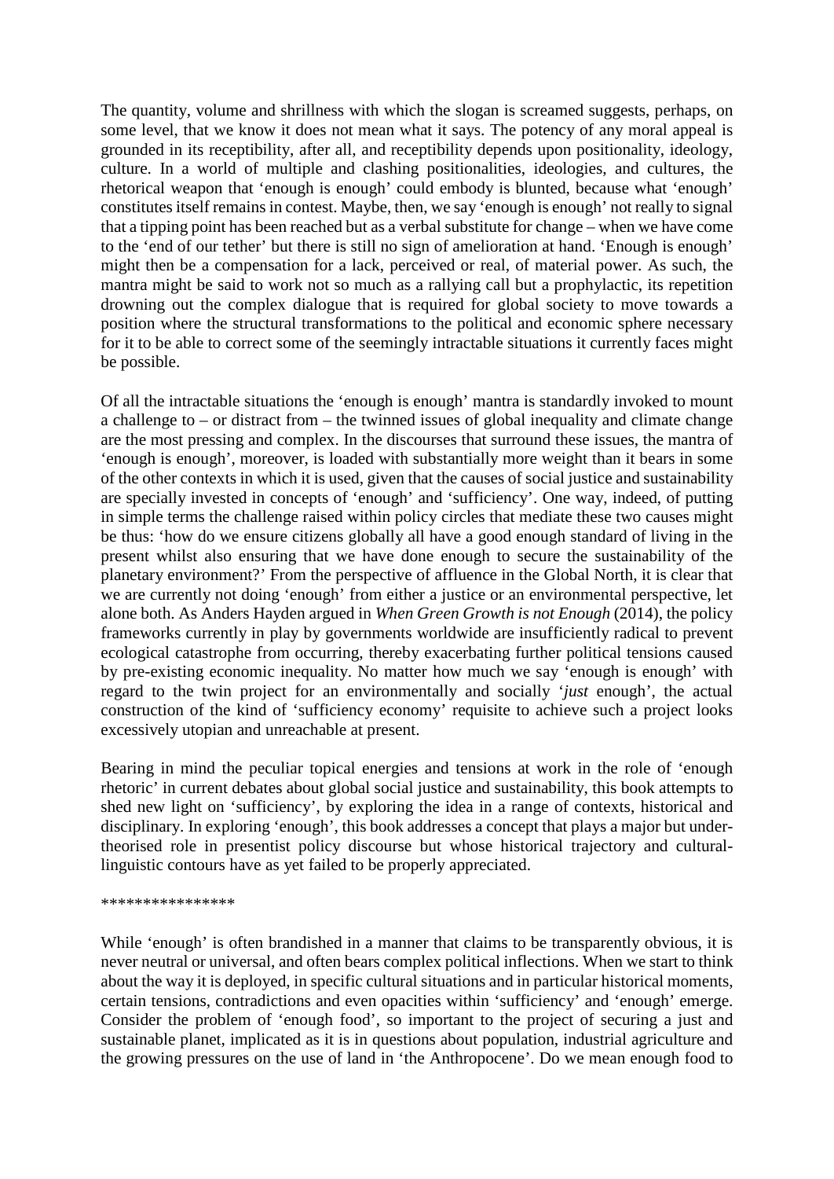The quantity, volume and shrillness with which the slogan is screamed suggests, perhaps, on some level, that we know it does not mean what it says. The potency of any moral appeal is grounded in its receptibility, after all, and receptibility depends upon positionality, ideology, culture. In a world of multiple and clashing positionalities, ideologies, and cultures, the rhetorical weapon that 'enough is enough' could embody is blunted, because what 'enough' constitutes itself remains in contest. Maybe, then, we say 'enough is enough' not really to signal that a tipping point has been reached but as a verbal substitute for change – when we have come to the 'end of our tether' but there is still no sign of amelioration at hand. 'Enough is enough' might then be a compensation for a lack, perceived or real, of material power. As such, the mantra might be said to work not so much as a rallying call but a prophylactic, its repetition drowning out the complex dialogue that is required for global society to move towards a position where the structural transformations to the political and economic sphere necessary for it to be able to correct some of the seemingly intractable situations it currently faces might be possible.

Of all the intractable situations the 'enough is enough' mantra is standardly invoked to mount a challenge to – or distract from – the twinned issues of global inequality and climate change are the most pressing and complex. In the discourses that surround these issues, the mantra of 'enough is enough', moreover, is loaded with substantially more weight than it bears in some of the other contexts in which it is used, given that the causes of social justice and sustainability are specially invested in concepts of 'enough' and 'sufficiency'. One way, indeed, of putting in simple terms the challenge raised within policy circles that mediate these two causes might be thus: 'how do we ensure citizens globally all have a good enough standard of living in the present whilst also ensuring that we have done enough to secure the sustainability of the planetary environment?' From the perspective of affluence in the Global North, it is clear that we are currently not doing 'enough' from either a justice or an environmental perspective, let alone both. As Anders Hayden argued in *When Green Growth is not Enough* (2014), the policy frameworks currently in play by governments worldwide are insufficiently radical to prevent ecological catastrophe from occurring, thereby exacerbating further political tensions caused by pre-existing economic inequality. No matter how much we say 'enough is enough' with regard to the twin project for an environmentally and socially '*just* enough', the actual construction of the kind of 'sufficiency economy' requisite to achieve such a project looks excessively utopian and unreachable at present.

Bearing in mind the peculiar topical energies and tensions at work in the role of 'enough rhetoric' in current debates about global social justice and sustainability, this book attempts to shed new light on 'sufficiency', by exploring the idea in a range of contexts, historical and disciplinary. In exploring 'enough', this book addresses a concept that plays a major but under-theorised role in presentist policy discourse but whose historical trajectory and cultural-linguistic contours have as yet failed to be properly appreciated.

****************

While 'enough' is often brandished in a manner that claims to be transparently obvious, it is never neutral or universal, and often bears complex political inflections. When we start to think about the way it is deployed, in specific cultural situations and in particular historical moments, certain tensions, contradictions and even opacities within 'sufficiency' and 'enough' emerge. Consider the problem of 'enough food', so important to the project of securing a just and sustainable planet, implicated as it is in questions about population, industrial agriculture and the growing pressures on the use of land in 'the Anthropocene'. Do we mean enough food to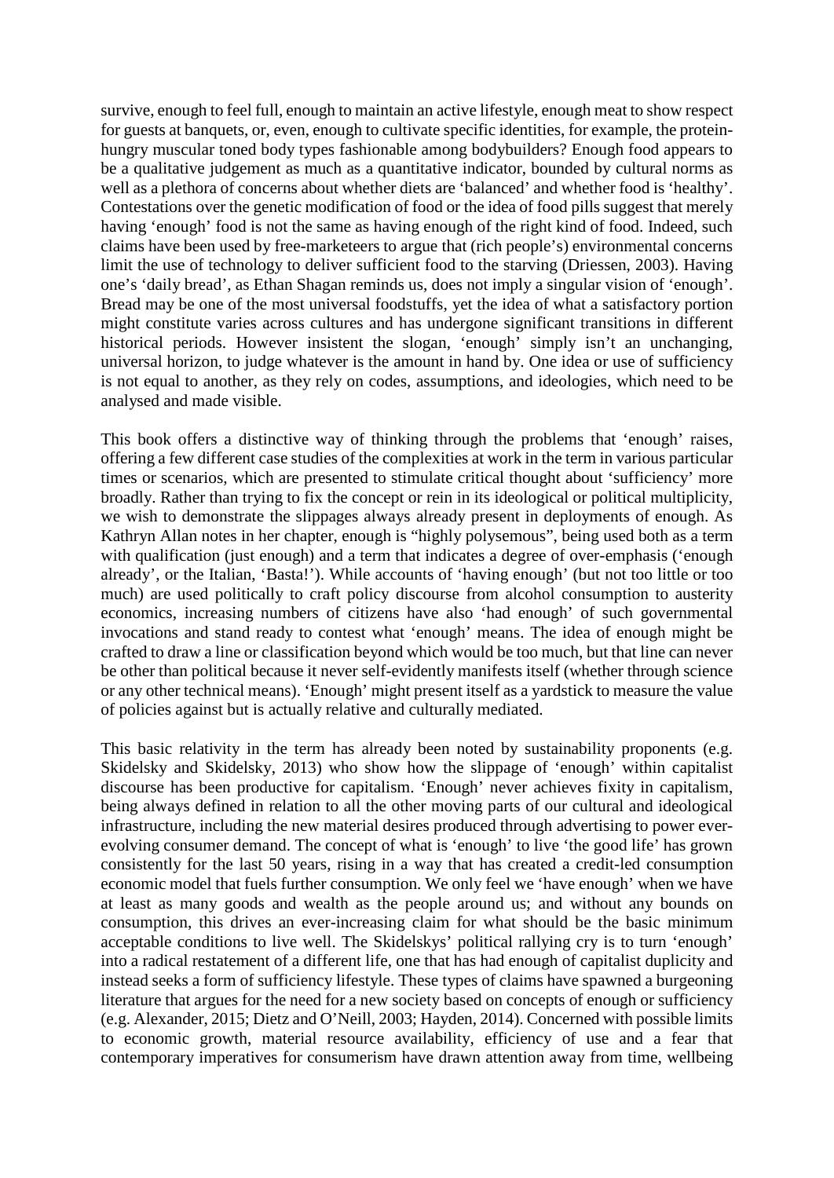survive, enough to feel full, enough to maintain an active lifestyle, enough meat to show respect for guests at banquets, or, even, enough to cultivate specific identities, for example, the protein-hungry muscular toned body types fashionable among bodybuilders? Enough food appears to be a qualitative judgement as much as a quantitative indicator, bounded by cultural norms as well as a plethora of concerns about whether diets are 'balanced' and whether food is 'healthy'. Contestations over the genetic modification of food or the idea of food pills suggest that merely having 'enough' food is not the same as having enough of the right kind of food. Indeed, such claims have been used by free-marketeers to argue that (rich people's) environmental concerns limit the use of technology to deliver sufficient food to the starving (Driessen, 2003). Having one's 'daily bread', as Ethan Shagan reminds us, does not imply a singular vision of 'enough'. Bread may be one of the most universal foodstuffs, yet the idea of what a satisfactory portion might constitute varies across cultures and has undergone significant transitions in different historical periods. However insistent the slogan, 'enough' simply isn't an unchanging, universal horizon, to judge whatever is the amount in hand by. One idea or use of sufficiency is not equal to another, as they rely on codes, assumptions, and ideologies, which need to be analysed and made visible.

This book offers a distinctive way of thinking through the problems that 'enough' raises, offering a few different case studies of the complexities at work in the term in various particular times or scenarios, which are presented to stimulate critical thought about 'sufficiency' more broadly. Rather than trying to fix the concept or rein in its ideological or political multiplicity, we wish to demonstrate the slippages always already present in deployments of enough. As Kathryn Allan notes in her chapter, enough is "highly polysemous", being used both as a term with qualification (just enough) and a term that indicates a degree of over-emphasis ('enough already', or the Italian, 'Basta!'). While accounts of 'having enough' (but not too little or too much) are used politically to craft policy discourse from alcohol consumption to austerity economics, increasing numbers of citizens have also 'had enough' of such governmental invocations and stand ready to contest what 'enough' means. The idea of enough might be crafted to draw a line or classification beyond which would be too much, but that line can never be other than political because it never self-evidently manifests itself (whether through science or any other technical means). 'Enough' might present itself as a yardstick to measure the value of policies against but is actually relative and culturally mediated.

This basic relativity in the term has already been noted by sustainability proponents (e.g. Skidelsky and Skidelsky, 2013) who show how the slippage of 'enough' within capitalist discourse has been productive for capitalism. 'Enough' never achieves fixity in capitalism, being always defined in relation to all the other moving parts of our cultural and ideological infrastructure, including the new material desires produced through advertising to power ever-evolving consumer demand. The concept of what is 'enough' to live 'the good life' has grown consistently for the last 50 years, rising in a way that has created a credit-led consumption economic model that fuels further consumption. We only feel we 'have enough' when we have at least as many goods and wealth as the people around us; and without any bounds on consumption, this drives an ever-increasing claim for what should be the basic minimum acceptable conditions to live well. The Skidelskys' political rallying cry is to turn 'enough' into a radical restatement of a different life, one that has had enough of capitalist duplicity and instead seeks a form of sufficiency lifestyle. These types of claims have spawned a burgeoning literature that argues for the need for a new society based on concepts of enough or sufficiency (e.g. Alexander, 2015; Dietz and O'Neill, 2003; Hayden, 2014). Concerned with possible limits to economic growth, material resource availability, efficiency of use and a fear that contemporary imperatives for consumerism have drawn attention away from time, wellbeing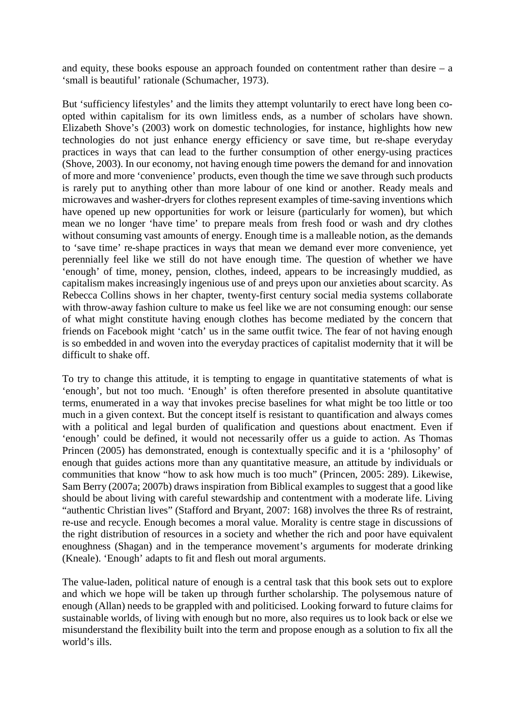and equity, these books espouse an approach founded on contentment rather than desire – a 'small is beautiful' rationale (Schumacher, 1973).

But 'sufficiency lifestyles' and the limits they attempt voluntarily to erect have long been co-opted within capitalism for its own limitless ends, as a number of scholars have shown. Elizabeth Shove's (2003) work on domestic technologies, for instance, highlights how new technologies do not just enhance energy efficiency or save time, but re-shape everyday practices in ways that can lead to the further consumption of other energy-using practices (Shove, 2003). In our economy, not having enough time powers the demand for and innovation of more and more 'convenience' products, even though the time we save through such products is rarely put to anything other than more labour of one kind or another. Ready meals and microwaves and washer-dryers for clothes represent examples of time-saving inventions which have opened up new opportunities for work or leisure (particularly for women), but which mean we no longer 'have time' to prepare meals from fresh food or wash and dry clothes without consuming vast amounts of energy. Enough time is a malleable notion, as the demands to 'save time' re-shape practices in ways that mean we demand ever more convenience, yet perennially feel like we still do not have enough time. The question of whether we have 'enough' of time, money, pension, clothes, indeed, appears to be increasingly muddied, as capitalism makes increasingly ingenious use of and preys upon our anxieties about scarcity. As Rebecca Collins shows in her chapter, twenty-first century social media systems collaborate with throw-away fashion culture to make us feel like we are not consuming enough: our sense of what might constitute having enough clothes has become mediated by the concern that friends on Facebook might 'catch' us in the same outfit twice. The fear of not having enough is so embedded in and woven into the everyday practices of capitalist modernity that it will be difficult to shake off.

To try to change this attitude, it is tempting to engage in quantitative statements of what is 'enough', but not too much. 'Enough' is often therefore presented in absolute quantitative terms, enumerated in a way that invokes precise baselines for what might be too little or too much in a given context. But the concept itself is resistant to quantification and always comes with a political and legal burden of qualification and questions about enactment. Even if 'enough' could be defined, it would not necessarily offer us a guide to action. As Thomas Princen (2005) has demonstrated, enough is contextually specific and it is a 'philosophy' of enough that guides actions more than any quantitative measure, an attitude by individuals or communities that know "how to ask how much is too much" (Princen, 2005: 289). Likewise, Sam Berry (2007a; 2007b) draws inspiration from Biblical examples to suggest that a good like should be about living with careful stewardship and contentment with a moderate life. Living "authentic Christian lives" (Stafford and Bryant, 2007: 168) involves the three Rs of restraint, re-use and recycle. Enough becomes a moral value. Morality is centre stage in discussions of the right distribution of resources in a society and whether the rich and poor have equivalent enoughness (Shagan) and in the temperance movement's arguments for moderate drinking (Kneale). 'Enough' adapts to fit and flesh out moral arguments.

The value-laden, political nature of enough is a central task that this book sets out to explore and which we hope will be taken up through further scholarship. The polysemous nature of enough (Allan) needs to be grappled with and politicised. Looking forward to future claims for sustainable worlds, of living with enough but no more, also requires us to look back or else we misunderstand the flexibility built into the term and propose enough as a solution to fix all the world's ills.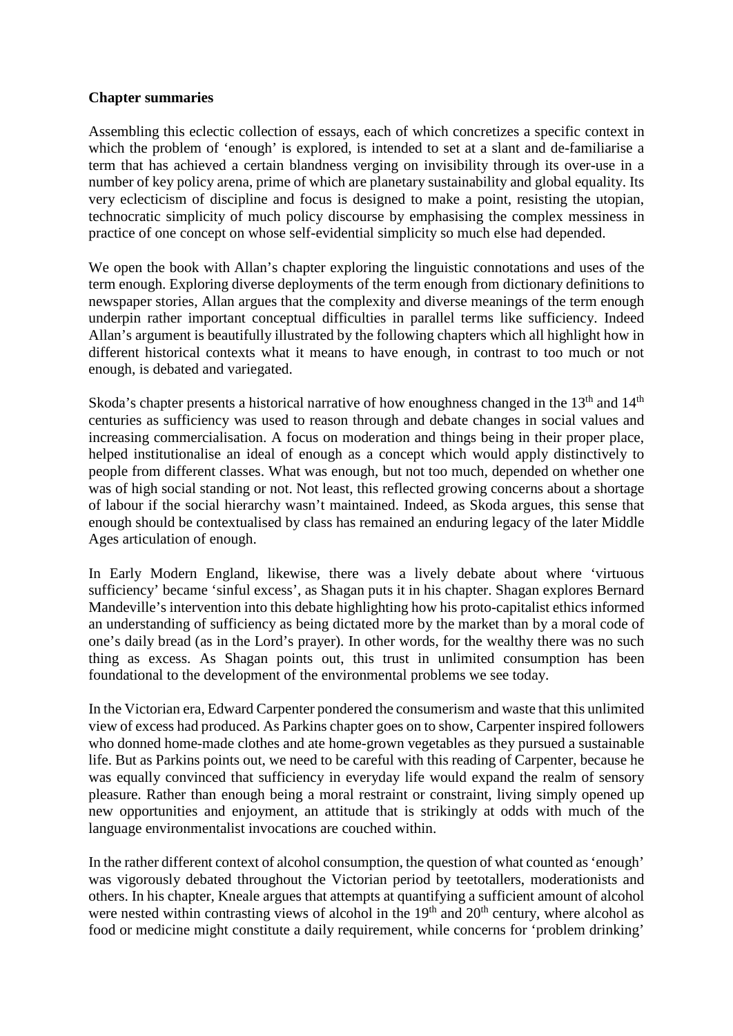**Chapter summaries**

Assembling this eclectic collection of essays, each of which concretizes a specific context in which the problem of 'enough' is explored, is intended to set at a slant and de-familiarise a term that has achieved a certain blandness verging on invisibility through its over-use in a number of key policy arena, prime of which are planetary sustainability and global equality. Its very eclecticism of discipline and focus is designed to make a point, resisting the utopian, technocratic simplicity of much policy discourse by emphasising the complex messiness in practice of one concept on whose self-evidential simplicity so much else had depended.

We open the book with Allan's chapter exploring the linguistic connotations and uses of the term enough. Exploring diverse deployments of the term enough from dictionary definitions to newspaper stories, Allan argues that the complexity and diverse meanings of the term enough underpin rather important conceptual difficulties in parallel terms like sufficiency. Indeed Allan's argument is beautifully illustrated by the following chapters which all highlight how in different historical contexts what it means to have enough, in contrast to too much or not enough, is debated and variegated.

Skoda's chapter presents a historical narrative of how enoughness changed in the 13th and 14th centuries as sufficiency was used to reason through and debate changes in social values and increasing commercialisation. A focus on moderation and things being in their proper place, helped institutionalise an ideal of enough as a concept which would apply distinctively to people from different classes. What was enough, but not too much, depended on whether one was of high social standing or not. Not least, this reflected growing concerns about a shortage of labour if the social hierarchy wasn't maintained. Indeed, as Skoda argues, this sense that enough should be contextualised by class has remained an enduring legacy of the later Middle Ages articulation of enough.

In Early Modern England, likewise, there was a lively debate about where 'virtuous sufficiency' became 'sinful excess', as Shagan puts it in his chapter. Shagan explores Bernard Mandeville's intervention into this debate highlighting how his proto-capitalist ethics informed an understanding of sufficiency as being dictated more by the market than by a moral code of one's daily bread (as in the Lord's prayer). In other words, for the wealthy there was no such thing as excess. As Shagan points out, this trust in unlimited consumption has been foundational to the development of the environmental problems we see today.

In the Victorian era, Edward Carpenter pondered the consumerism and waste that this unlimited view of excess had produced. As Parkins chapter goes on to show, Carpenter inspired followers who donned home-made clothes and ate home-grown vegetables as they pursued a sustainable life. But as Parkins points out, we need to be careful with this reading of Carpenter, because he was equally convinced that sufficiency in everyday life would expand the realm of sensory pleasure. Rather than enough being a moral restraint or constraint, living simply opened up new opportunities and enjoyment, an attitude that is strikingly at odds with much of the language environmentalist invocations are couched within.

In the rather different context of alcohol consumption, the question of what counted as 'enough' was vigorously debated throughout the Victorian period by teetotallers, moderationists and others. In his chapter, Kneale argues that attempts at quantifying a sufficient amount of alcohol were nested within contrasting views of alcohol in the 19th and 20th century, where alcohol as food or medicine might constitute a daily requirement, while concerns for 'problem drinking'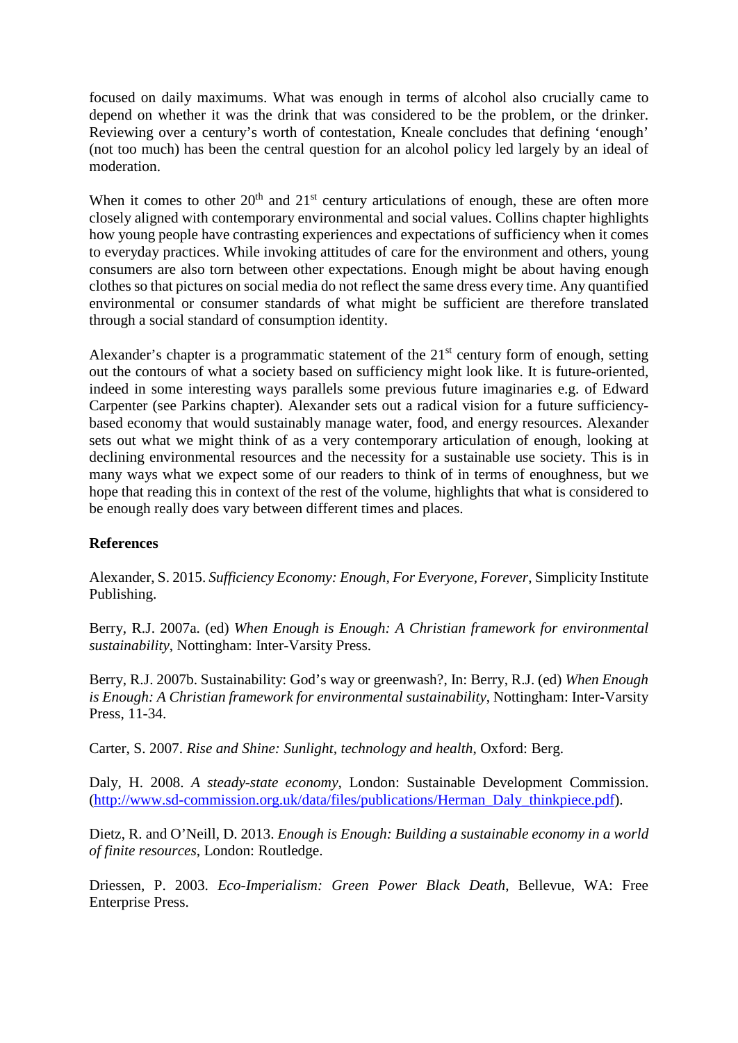focused on daily maximums. What was enough in terms of alcohol also crucially came to depend on whether it was the drink that was considered to be the problem, or the drinker. Reviewing over a century's worth of contestation, Kneale concludes that defining 'enough' (not too much) has been the central question for an alcohol policy led largely by an ideal of moderation.

When it comes to other 20th and 21st century articulations of enough, these are often more closely aligned with contemporary environmental and social values. Collins chapter highlights how young people have contrasting experiences and expectations of sufficiency when it comes to everyday practices. While invoking attitudes of care for the environment and others, young consumers are also torn between other expectations. Enough might be about having enough clothes so that pictures on social media do not reflect the same dress every time. Any quantified environmental or consumer standards of what might be sufficient are therefore translated through a social standard of consumption identity.

Alexander's chapter is a programmatic statement of the 21st century form of enough, setting out the contours of what a society based on sufficiency might look like. It is future-oriented, indeed in some interesting ways parallels some previous future imaginaries e.g. of Edward Carpenter (see Parkins chapter). Alexander sets out a radical vision for a future sufficiency-based economy that would sustainably manage water, food, and energy resources. Alexander sets out what we might think of as a very contemporary articulation of enough, looking at declining environmental resources and the necessity for a sustainable use society. This is in many ways what we expect some of our readers to think of in terms of enoughness, but we hope that reading this in context of the rest of the volume, highlights that what is considered to be enough really does vary between different times and places.

**References**

Alexander, S. 2015. *Sufficiency Economy: Enough, For Everyone, Forever*, Simplicity Institute Publishing.

Berry, R.J. 2007a. (ed) *When Enough is Enough: A Christian framework for environmental sustainability*, Nottingham: Inter-Varsity Press.

Berry, R.J. 2007b. Sustainability: God's way or greenwash?, In: Berry, R.J. (ed) *When Enough is Enough: A Christian framework for environmental sustainability*, Nottingham: Inter-Varsity Press, 11-34.

Carter, S. 2007. *Rise and Shine: Sunlight, technology and health*, Oxford: Berg.

Daly, H. 2008. *A steady-state economy*, London: Sustainable Development Commission. (http://www.sd-commission.org.uk/data/files/publications/Herman_Daly_thinkpiece.pdf).

Dietz, R. and O'Neill, D. 2013. *Enough is Enough: Building a sustainable economy in a world of finite resources*, London: Routledge.

Driessen, P. 2003. *Eco-Imperialism: Green Power Black Death*, Bellevue, WA: Free Enterprise Press.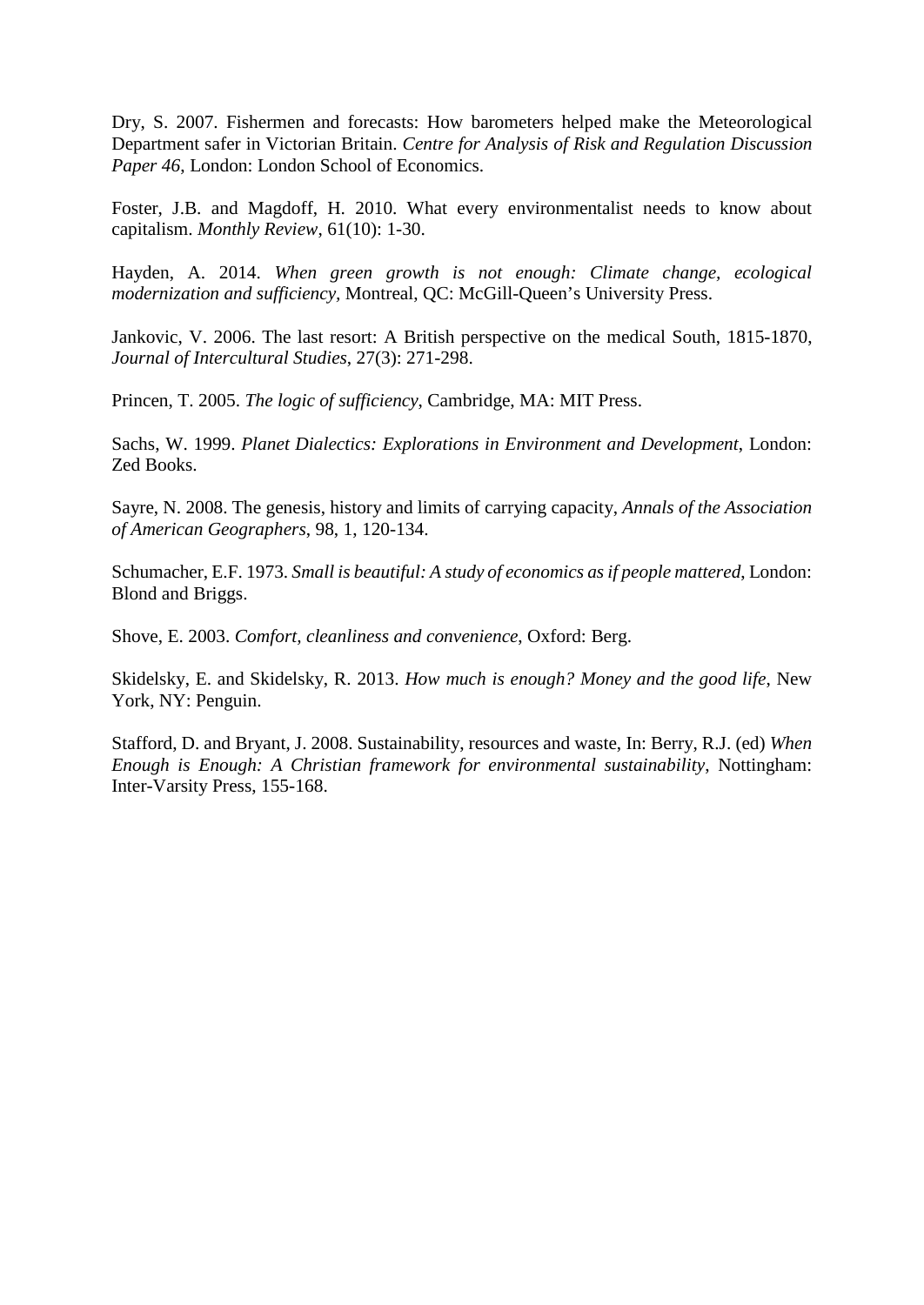Dry, S. 2007. Fishermen and forecasts: How barometers helped make the Meteorological Department safer in Victorian Britain. *Centre for Analysis of Risk and Regulation Discussion Paper 46*, London: London School of Economics.

Foster, J.B. and Magdoff, H. 2010. What every environmentalist needs to know about capitalism. *Monthly Review*, 61(10): 1-30.

Hayden, A. 2014. *When green growth is not enough: Climate change, ecological modernization and sufficiency*, Montreal, QC: McGill-Queen's University Press.

Jankovic, V. 2006. The last resort: A British perspective on the medical South, 1815-1870, *Journal of Intercultural Studies*, 27(3): 271-298.

Princen, T. 2005. *The logic of sufficiency*, Cambridge, MA: MIT Press.

Sachs, W. 1999. *Planet Dialectics: Explorations in Environment and Development*, London: Zed Books.

Sayre, N. 2008. The genesis, history and limits of carrying capacity, *Annals of the Association of American Geographers*, 98, 1, 120-134.

Schumacher, E.F. 1973. *Small is beautiful: A study of economics as if people mattered*, London: Blond and Briggs.

Shove, E. 2003. *Comfort, cleanliness and convenience*, Oxford: Berg.

Skidelsky, E. and Skidelsky, R. 2013. *How much is enough? Money and the good life*, New York, NY: Penguin.

Stafford, D. and Bryant, J. 2008. Sustainability, resources and waste, In: Berry, R.J. (ed) *When Enough is Enough: A Christian framework for environmental sustainability*, Nottingham: Inter-Varsity Press, 155-168.